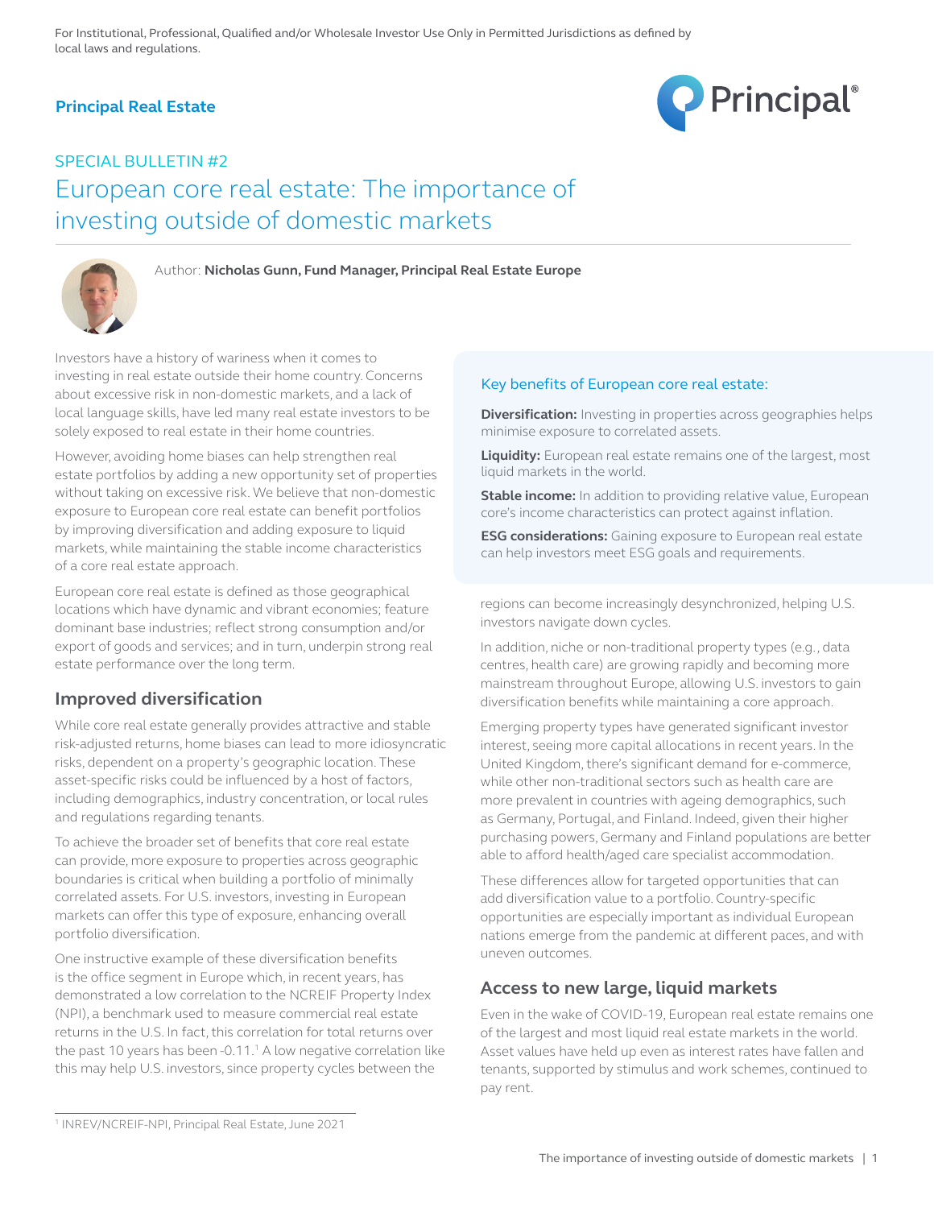For Institutional, Professional, Qualified and/or Wholesale Investor Use Only in Permitted Jurisdictions as defined by local laws and regulations.

**Principal Real Estate**

SPECIAL BULLETIN #2

# European core real estate: The importance of investing outside of domestic markets

Author: **Nicholas Gunn, Fund Manager, Principal Real Estate Europe**

Investors have a history of wariness when it comes to investing in real estate outside their home country. Concerns about excessive risk in non-domestic markets, and a lack of local language skills, have led many real estate investors to be solely exposed to real estate in their home countries.

However, avoiding home biases can help strengthen real estate portfolios by adding a new opportunity set of properties without taking on excessive risk. We believe that non-domestic exposure to European core real estate can benefit portfolios by improving diversification and adding exposure to liquid markets, while maintaining the stable income characteristics of a core real estate approach.

European core real estate is defined as those geographical locations which have dynamic and vibrant economies; feature dominant base industries; reflect strong consumption and/or export of goods and services; and in turn, underpin strong real estate performance over the long term.

### Key benefits of European core real estate:

**Diversification:** Investing in properties across geographies helps minimise exposure to correlated assets.

**Liquidity:** European real estate remains one of the largest, most liquid markets in the world.

**Stable income:** In addition to providing relative value, European core's income characteristics can protect against inflation.

**ESG considerations:** Gaining exposure to European real estate can help investors meet ESG goals and requirements.

## Improved diversification

While core real estate generally provides attractive and stable risk-adjusted returns, home biases can lead to more idiosyncratic risks, dependent on a property's geographic location. These asset-specific risks could be influenced by a host of factors, including demographics, industry concentration, or local rules and regulations regarding tenants.

To achieve the broader set of benefits that core real estate can provide, more exposure to properties across geographic boundaries is critical when building a portfolio of minimally correlated assets. For U.S. investors, investing in European markets can offer this type of exposure, enhancing overall portfolio diversification.

One instructive example of these diversification benefits is the office segment in Europe which, in recent years, has demonstrated a low correlation to the NCREIF Property Index (NPI), a benchmark used to measure commercial real estate returns in the U.S. In fact, this correlation for total returns over the past 10 years has been -0.11.[1] A low negative correlation like this may help U.S. investors, since property cycles between the regions can become increasingly desynchronized, helping U.S. investors navigate down cycles.

In addition, niche or non-traditional property types (e.g., data centres, health care) are growing rapidly and becoming more mainstream throughout Europe, allowing U.S. investors to gain diversification benefits while maintaining a core approach.

Emerging property types have generated significant investor interest, seeing more capital allocations in recent years. In the United Kingdom, there's significant demand for e-commerce, while other non-traditional sectors such as health care are more prevalent in countries with ageing demographics, such as Germany, Portugal, and Finland. Indeed, given their higher purchasing powers, Germany and Finland populations are better able to afford health/aged care specialist accommodation.

These differences allow for targeted opportunities that can add diversification value to a portfolio. Country-specific opportunities are especially important as individual European nations emerge from the pandemic at different paces, and with uneven outcomes.

## Access to new large, liquid markets

Even in the wake of COVID-19, European real estate remains one of the largest and most liquid real estate markets in the world. Asset values have held up even as interest rates have fallen and tenants, supported by stimulus and work schemes, continued to pay rent.

[1] INREV/NCREIF-NPI, Principal Real Estate, June 2021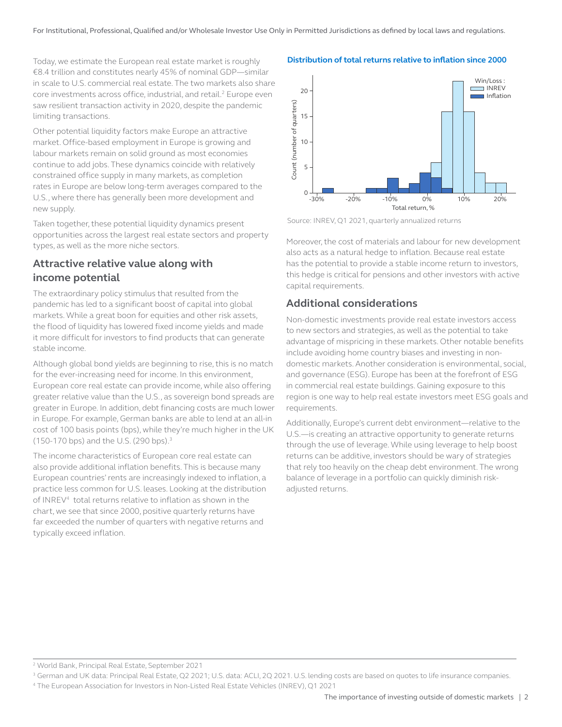Today, we estimate the European real estate market is roughly €8.4 trillion and constitutes nearly 45% of nominal GDP—similar in scale to U.S. commercial real estate. The two markets also share core investments across office, industrial, and retail.[2] Europe even saw resilient transaction activity in 2020, despite the pandemic limiting transactions.

Other potential liquidity factors make Europe an attractive market. Office-based employment in Europe is growing and labour markets remain on solid ground as most economies continue to add jobs. These dynamics coincide with relatively constrained office supply in many markets, as completion rates in Europe are below long-term averages compared to the U.S., where there has generally been more development and new supply.

Taken together, these potential liquidity dynamics present opportunities across the largest real estate sectors and property types, as well as the more niche sectors.

## Attractive relative value along with income potential

The extraordinary policy stimulus that resulted from the pandemic has led to a significant boost of capital into global markets. While a great boon for equities and other risk assets, the flood of liquidity has lowered fixed income yields and made it more difficult for investors to find products that can generate stable income.

Although global bond yields are beginning to rise, this is no match for the ever-increasing need for income. In this environment, European core real estate can provide income, while also offering greater relative value than the U.S., as sovereign bond spreads are greater in Europe. In addition, debt financing costs are much lower in Europe. For example, German banks are able to lend at an all-in cost of 100 basis points (bps), while they're much higher in the UK (150-170 bps) and the U.S. (290 bps).[3]

The income characteristics of European core real estate can also provide additional inflation benefits. This is because many European countries' rents are increasingly indexed to inflation, a practice less common for U.S. leases. Looking at the distribution of INREV[4] total returns relative to inflation as shown in the chart, we see that since 2000, positive quarterly returns have far exceeded the number of quarters with negative returns and typically exceed inflation.

**Distribution of total returns relative to inflation since 2000**

Source: INREV, Q1 2021, quarterly annualized returns

Moreover, the cost of materials and labour for new development also acts as a natural hedge to inflation. Because real estate has the potential to provide a stable income return to investors, this hedge is critical for pensions and other investors with active capital requirements.

## Additional considerations

Non-domestic investments provide real estate investors access to new sectors and strategies, as well as the potential to take advantage of mispricing in these markets. Other notable benefits include avoiding home country biases and investing in non-domestic markets. Another consideration is environmental, social, and governance (ESG). Europe has been at the forefront of ESG in commercial real estate buildings. Gaining exposure to this region is one way to help real estate investors meet ESG goals and requirements.

Additionally, Europe's current debt environment—relative to the U.S.—is creating an attractive opportunity to generate returns through the use of leverage. While using leverage to help boost returns can be additive, investors should be wary of strategies that rely too heavily on the cheap debt environment. The wrong balance of leverage in a portfolio can quickly diminish risk-adjusted returns.

---

[2] World Bank, Principal Real Estate, September 2021

[3] German and UK data: Principal Real Estate, Q2 2021; U.S. data: ACLI, 2Q 2021. U.S. lending costs are based on quotes to life insurance companies.

[4] The European Association for Investors in Non-Listed Real Estate Vehicles (INREV), Q1 2021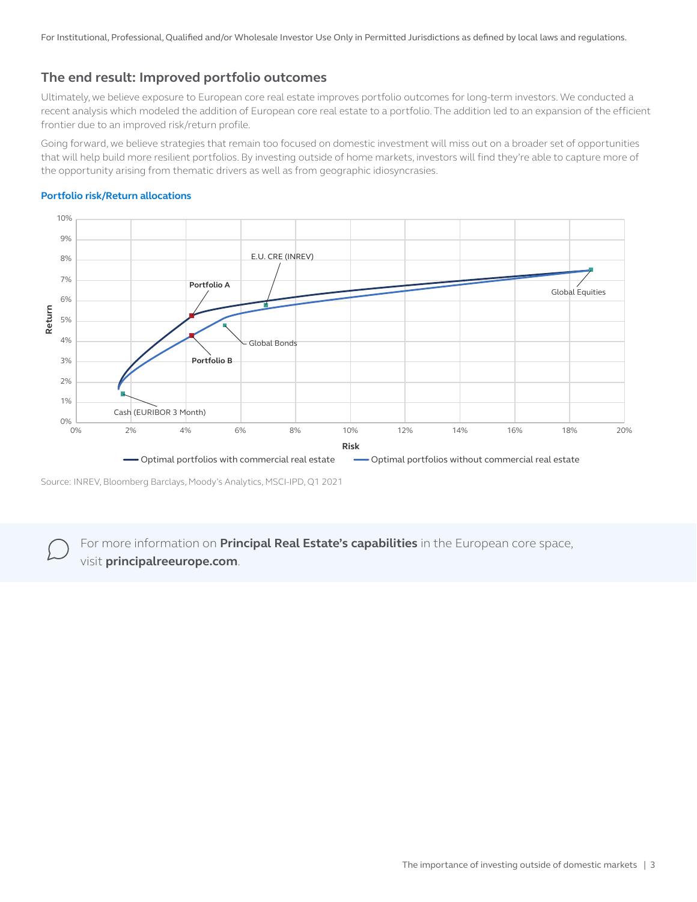For Institutional, Professional, Qualified and/or Wholesale Investor Use Only in Permitted Jurisdictions as defined by local laws and regulations.

## The end result: Improved portfolio outcomes

Ultimately, we believe exposure to European core real estate improves portfolio outcomes for long-term investors. We conducted a recent analysis which modeled the addition of European core real estate to a portfolio. The addition led to an expansion of the efficient frontier due to an improved risk/return profile.

Going forward, we believe strategies that remain too focused on domestic investment will miss out on a broader set of opportunities that will help build more resilient portfolios. By investing outside of home markets, investors will find they're able to capture more of the opportunity arising from thematic drivers as well as from geographic idiosyncrasies.

**Portfolio risk/Return allocations**

Source: INREV, Bloomberg Barclays, Moody's Analytics, MSCI-IPD, Q1 2021

For more information on **Principal Real Estate's capabilities** in the European core space, visit **principalreeurope.com**.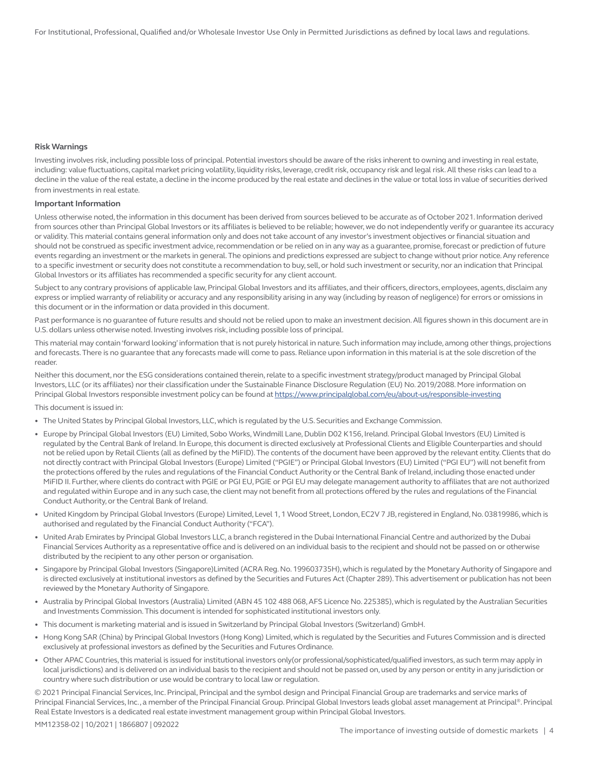For Institutional, Professional, Qualified and/or Wholesale Investor Use Only in Permitted Jurisdictions as defined by local laws and regulations.

**Risk Warnings**

Investing involves risk, including possible loss of principal. Potential investors should be aware of the risks inherent to owning and investing in real estate, including: value fluctuations, capital market pricing volatility, liquidity risks, leverage, credit risk, occupancy risk and legal risk. All these risks can lead to a decline in the value of the real estate, a decline in the income produced by the real estate and declines in the value or total loss in value of securities derived from investments in real estate.

**Important Information**

Unless otherwise noted, the information in this document has been derived from sources believed to be accurate as of October 2021. Information derived from sources other than Principal Global Investors or its affiliates is believed to be reliable; however, we do not independently verify or guarantee its accuracy or validity. This material contains general information only and does not take account of any investor's investment objectives or financial situation and should not be construed as specific investment advice, recommendation or be relied on in any way as a guarantee, promise, forecast or prediction of future events regarding an investment or the markets in general. The opinions and predictions expressed are subject to change without prior notice. Any reference to a specific investment or security does not constitute a recommendation to buy, sell, or hold such investment or security, nor an indication that Principal Global Investors or its affiliates has recommended a specific security for any client account.

Subject to any contrary provisions of applicable law, Principal Global Investors and its affiliates, and their officers, directors, employees, agents, disclaim any express or implied warranty of reliability or accuracy and any responsibility arising in any way (including by reason of negligence) for errors or omissions in this document or in the information or data provided in this document.

Past performance is no guarantee of future results and should not be relied upon to make an investment decision. All figures shown in this document are in U.S. dollars unless otherwise noted. Investing involves risk, including possible loss of principal.

This material may contain 'forward looking' information that is not purely historical in nature. Such information may include, among other things, projections and forecasts. There is no guarantee that any forecasts made will come to pass. Reliance upon information in this material is at the sole discretion of the reader.

Neither this document, nor the ESG considerations contained therein, relate to a specific investment strategy/product managed by Principal Global Investors, LLC (or its affiliates) nor their classification under the Sustainable Finance Disclosure Regulation (EU) No. 2019/2088. More information on Principal Global Investors responsible investment policy can be found at https://www.principalglobal.com/eu/about-us/responsible-investing

This document is issued in:

- The United States by Principal Global Investors, LLC, which is regulated by the U.S. Securities and Exchange Commission.
- Europe by Principal Global Investors (EU) Limited, Sobo Works, Windmill Lane, Dublin D02 K156, Ireland. Principal Global Investors (EU) Limited is regulated by the Central Bank of Ireland. In Europe, this document is directed exclusively at Professional Clients and Eligible Counterparties and should not be relied upon by Retail Clients (all as defined by the MiFID). The contents of the document have been approved by the relevant entity. Clients that do not directly contract with Principal Global Investors (Europe) Limited ("PGIE") or Principal Global Investors (EU) Limited ("PGI EU") will not benefit from the protections offered by the rules and regulations of the Financial Conduct Authority or the Central Bank of Ireland, including those enacted under MiFID II. Further, where clients do contract with PGIE or PGI EU, PGIE or PGI EU may delegate management authority to affiliates that are not authorized and regulated within Europe and in any such case, the client may not benefit from all protections offered by the rules and regulations of the Financial Conduct Authority, or the Central Bank of Ireland.
- United Kingdom by Principal Global Investors (Europe) Limited, Level 1, 1 Wood Street, London, EC2V 7 JB, registered in England, No. 03819986, which is authorised and regulated by the Financial Conduct Authority ("FCA").
- United Arab Emirates by Principal Global Investors LLC, a branch registered in the Dubai International Financial Centre and authorized by the Dubai Financial Services Authority as a representative office and is delivered on an individual basis to the recipient and should not be passed on or otherwise distributed by the recipient to any other person or organisation.
- Singapore by Principal Global Investors (Singapore)Limited (ACRA Reg. No. 199603735H), which is regulated by the Monetary Authority of Singapore and is directed exclusively at institutional investors as defined by the Securities and Futures Act (Chapter 289). This advertisement or publication has not been reviewed by the Monetary Authority of Singapore.
- Australia by Principal Global Investors (Australia) Limited (ABN 45 102 488 068, AFS Licence No. 225385), which is regulated by the Australian Securities and Investments Commission. This document is intended for sophisticated institutional investors only.
- This document is marketing material and is issued in Switzerland by Principal Global Investors (Switzerland) GmbH.
- Hong Kong SAR (China) by Principal Global Investors (Hong Kong) Limited, which is regulated by the Securities and Futures Commission and is directed exclusively at professional investors as defined by the Securities and Futures Ordinance.
- Other APAC Countries, this material is issued for institutional investors only(or professional/sophisticated/qualified investors, as such term may apply in local jurisdictions) and is delivered on an individual basis to the recipient and should not be passed on, used by any person or entity in any jurisdiction or country where such distribution or use would be contrary to local law or regulation.

© 2021 Principal Financial Services, Inc. Principal, Principal and the symbol design and Principal Financial Group are trademarks and service marks of Principal Financial Services, Inc., a member of the Principal Financial Group. Principal Global Investors leads global asset management at Principal®. Principal Real Estate Investors is a dedicated real estate investment management group within Principal Global Investors.

MM12358-02 | 10/2021 | 1866807 | 092022